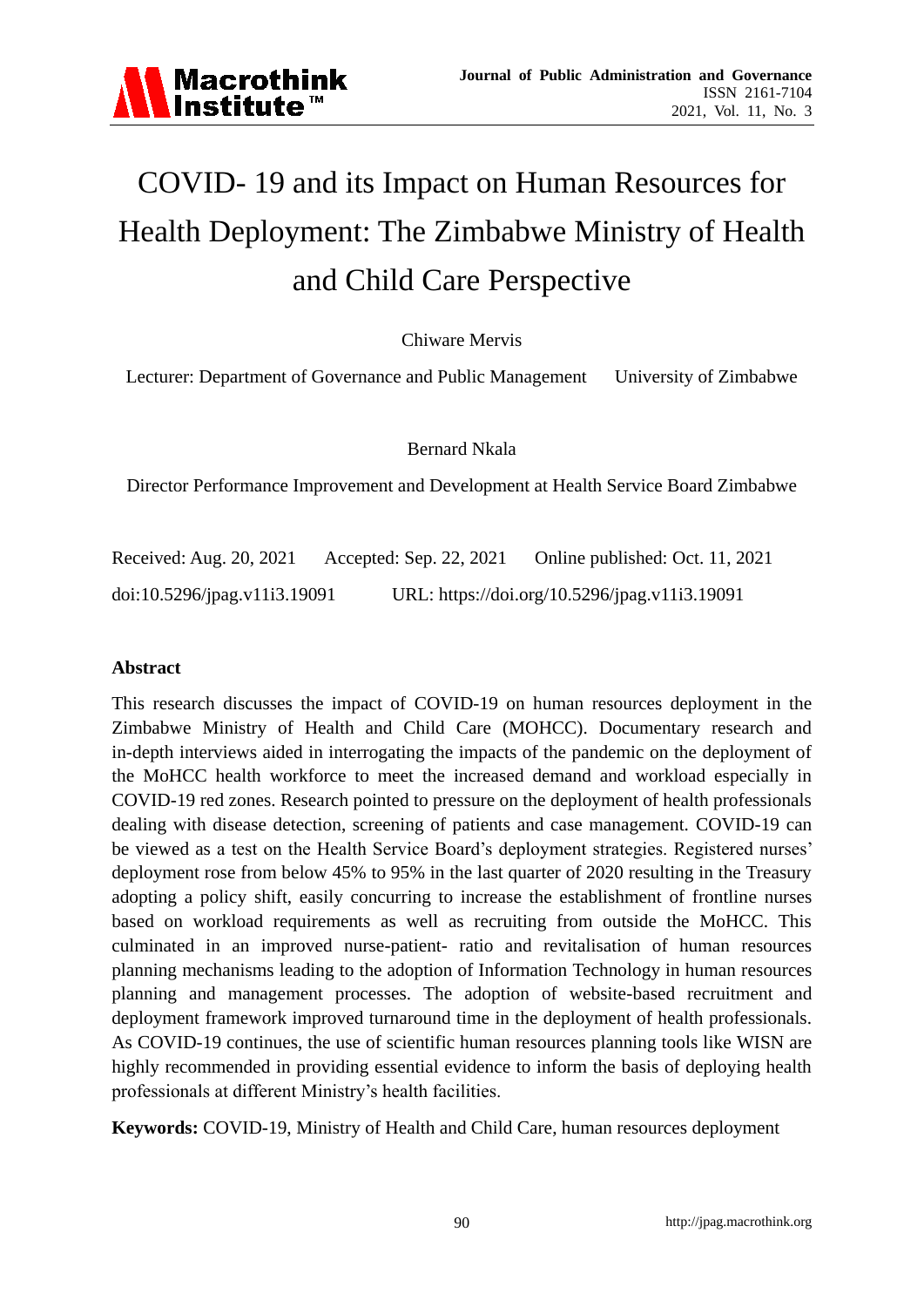# COVID- 19 and its Impact on Human Resources for Health Deployment: The Zimbabwe Ministry of Health and Child Care Perspective

Chiware Mervis

Lecturer: Department of Governance and Public Management University of Zimbabwe

Bernard Nkala

Director Performance Improvement and Development at Health Service Board Zimbabwe

Received: Aug. 20, 2021 Accepted: Sep. 22, 2021 Online published: Oct. 11, 2021

doi:10.5296/jpag.v11i3.19091 URL: https://doi.org/10.5296/jpag.v11i3.19091

## Abstract

This research discusses the impact of COVID-19 on human resources deployment in the Zimbabwe Ministry of Health and Child Care (MOHCC). Documentary research and in-depth interviews aided in interrogating the impacts of the pandemic on the deployment of the MoHCC health workforce to meet the increased demand and workload especially in COVID-19 red zones. Research pointed to pressure on the deployment of health professionals dealing with disease detection, screening of patients and case management. COVID-19 can be viewed as a test on the Health Service Board's deployment strategies. Registered nurses' deployment rose from below 45% to 95% in the last quarter of 2020 resulting in the Treasury adopting a policy shift, easily concurring to increase the establishment of frontline nurses based on workload requirements as well as recruiting from outside the MoHCC. This culminated in an improved nurse-patient- ratio and revitalisation of human resources planning mechanisms leading to the adoption of Information Technology in human resources planning and management processes. The adoption of website-based recruitment and deployment framework improved turnaround time in the deployment of health professionals. As COVID-19 continues, the use of scientific human resources planning tools like WISN are highly recommended in providing essential evidence to inform the basis of deploying health professionals at different Ministry's health facilities.

**Keywords:** COVID-19, Ministry of Health and Child Care, human resources deployment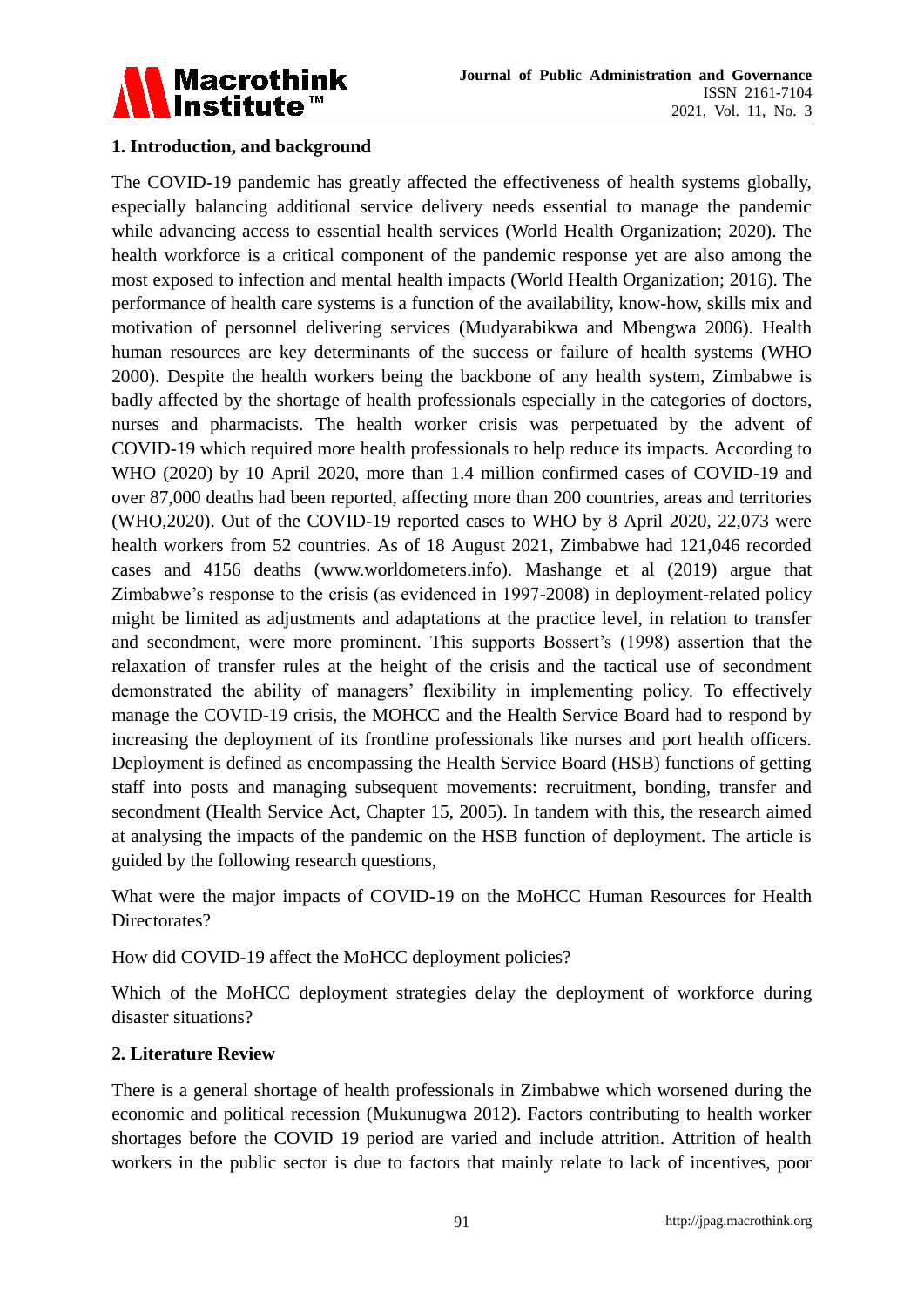## 1. Introduction, and background

The COVID-19 pandemic has greatly affected the effectiveness of health systems globally, especially balancing additional service delivery needs essential to manage the pandemic while advancing access to essential health services (World Health Organization; 2020). The health workforce is a critical component of the pandemic response yet are also among the most exposed to infection and mental health impacts (World Health Organization; 2016). The performance of health care systems is a function of the availability, know-how, skills mix and motivation of personnel delivering services (Mudyarabikwa and Mbengwa 2006). Health human resources are key determinants of the success or failure of health systems (WHO 2000). Despite the health workers being the backbone of any health system, Zimbabwe is badly affected by the shortage of health professionals especially in the categories of doctors, nurses and pharmacists. The health worker crisis was perpetuated by the advent of COVID-19 which required more health professionals to help reduce its impacts. According to WHO (2020) by 10 April 2020, more than 1.4 million confirmed cases of COVID-19 and over 87,000 deaths had been reported, affecting more than 200 countries, areas and territories (WHO,2020). Out of the COVID-19 reported cases to WHO by 8 April 2020, 22,073 were health workers from 52 countries. As of 18 August 2021, Zimbabwe had 121,046 recorded cases and 4156 deaths (www.worldometers.info). Mashange et al (2019) argue that Zimbabwe's response to the crisis (as evidenced in 1997-2008) in deployment-related policy might be limited as adjustments and adaptations at the practice level, in relation to transfer and secondment, were more prominent. This supports Bossert's (1998) assertion that the relaxation of transfer rules at the height of the crisis and the tactical use of secondment demonstrated the ability of managers' flexibility in implementing policy. To effectively manage the COVID-19 crisis, the MOHCC and the Health Service Board had to respond by increasing the deployment of its frontline professionals like nurses and port health officers. Deployment is defined as encompassing the Health Service Board (HSB) functions of getting staff into posts and managing subsequent movements: recruitment, bonding, transfer and secondment (Health Service Act, Chapter 15, 2005). In tandem with this, the research aimed at analysing the impacts of the pandemic on the HSB function of deployment. The article is guided by the following research questions,

What were the major impacts of COVID-19 on the MoHCC Human Resources for Health Directorates?

How did COVID-19 affect the MoHCC deployment policies?

Which of the MoHCC deployment strategies delay the deployment of workforce during disaster situations?

## 2. Literature Review

There is a general shortage of health professionals in Zimbabwe which worsened during the economic and political recession (Mukunugwa 2012). Factors contributing to health worker shortages before the COVID 19 period are varied and include attrition. Attrition of health workers in the public sector is due to factors that mainly relate to lack of incentives, poor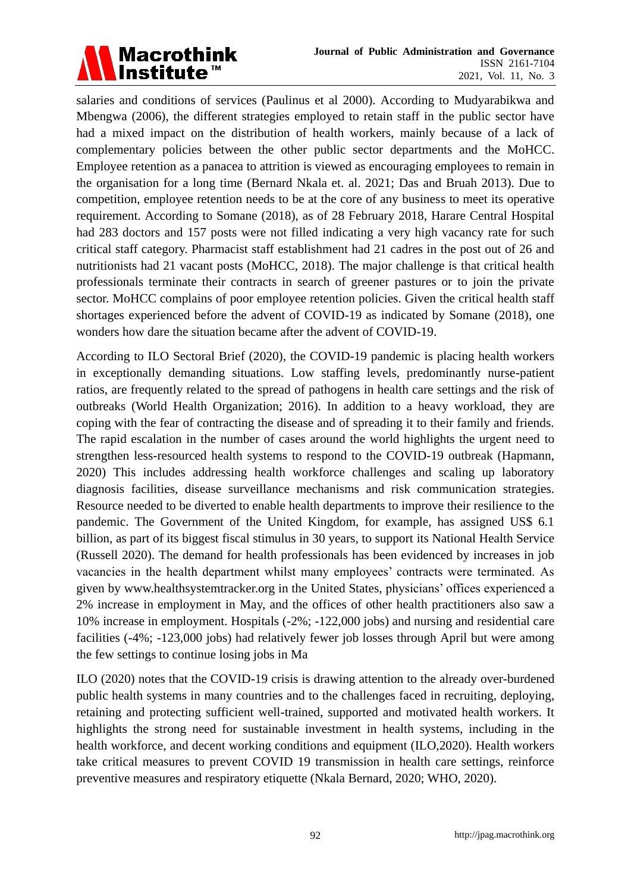salaries and conditions of services (Paulinus et al 2000). According to Mudyarabikwa and Mbengwa (2006), the different strategies employed to retain staff in the public sector have had a mixed impact on the distribution of health workers, mainly because of a lack of complementary policies between the other public sector departments and the MoHCC. Employee retention as a panacea to attrition is viewed as encouraging employees to remain in the organisation for a long time (Bernard Nkala et. al. 2021; Das and Bruah 2013). Due to competition, employee retention needs to be at the core of any business to meet its operative requirement. According to Somane (2018), as of 28 February 2018, Harare Central Hospital had 283 doctors and 157 posts were not filled indicating a very high vacancy rate for such critical staff category. Pharmacist staff establishment had 21 cadres in the post out of 26 and nutritionists had 21 vacant posts (MoHCC, 2018). The major challenge is that critical health professionals terminate their contracts in search of greener pastures or to join the private sector. MoHCC complains of poor employee retention policies. Given the critical health staff shortages experienced before the advent of COVID-19 as indicated by Somane (2018), one wonders how dare the situation became after the advent of COVID-19.

According to ILO Sectoral Brief (2020), the COVID-19 pandemic is placing health workers in exceptionally demanding situations. Low staffing levels, predominantly nurse-patient ratios, are frequently related to the spread of pathogens in health care settings and the risk of outbreaks (World Health Organization; 2016). In addition to a heavy workload, they are coping with the fear of contracting the disease and of spreading it to their family and friends. The rapid escalation in the number of cases around the world highlights the urgent need to strengthen less-resourced health systems to respond to the COVID-19 outbreak (Hapmann, 2020) This includes addressing health workforce challenges and scaling up laboratory diagnosis facilities, disease surveillance mechanisms and risk communication strategies. Resource needed to be diverted to enable health departments to improve their resilience to the pandemic. The Government of the United Kingdom, for example, has assigned US$ 6.1 billion, as part of its biggest fiscal stimulus in 30 years, to support its National Health Service (Russell 2020). The demand for health professionals has been evidenced by increases in job vacancies in the health department whilst many employees' contracts were terminated. As given by www.healthsystemtracker.org in the United States, physicians' offices experienced a 2% increase in employment in May, and the offices of other health practitioners also saw a 10% increase in employment. Hospitals (-2%; -122,000 jobs) and nursing and residential care facilities (-4%; -123,000 jobs) had relatively fewer job losses through April but were among the few settings to continue losing jobs in Ma

ILO (2020) notes that the COVID-19 crisis is drawing attention to the already over-burdened public health systems in many countries and to the challenges faced in recruiting, deploying, retaining and protecting sufficient well-trained, supported and motivated health workers. It highlights the strong need for sustainable investment in health systems, including in the health workforce, and decent working conditions and equipment (ILO,2020). Health workers take critical measures to prevent COVID 19 transmission in health care settings, reinforce preventive measures and respiratory etiquette (Nkala Bernard, 2020; WHO, 2020).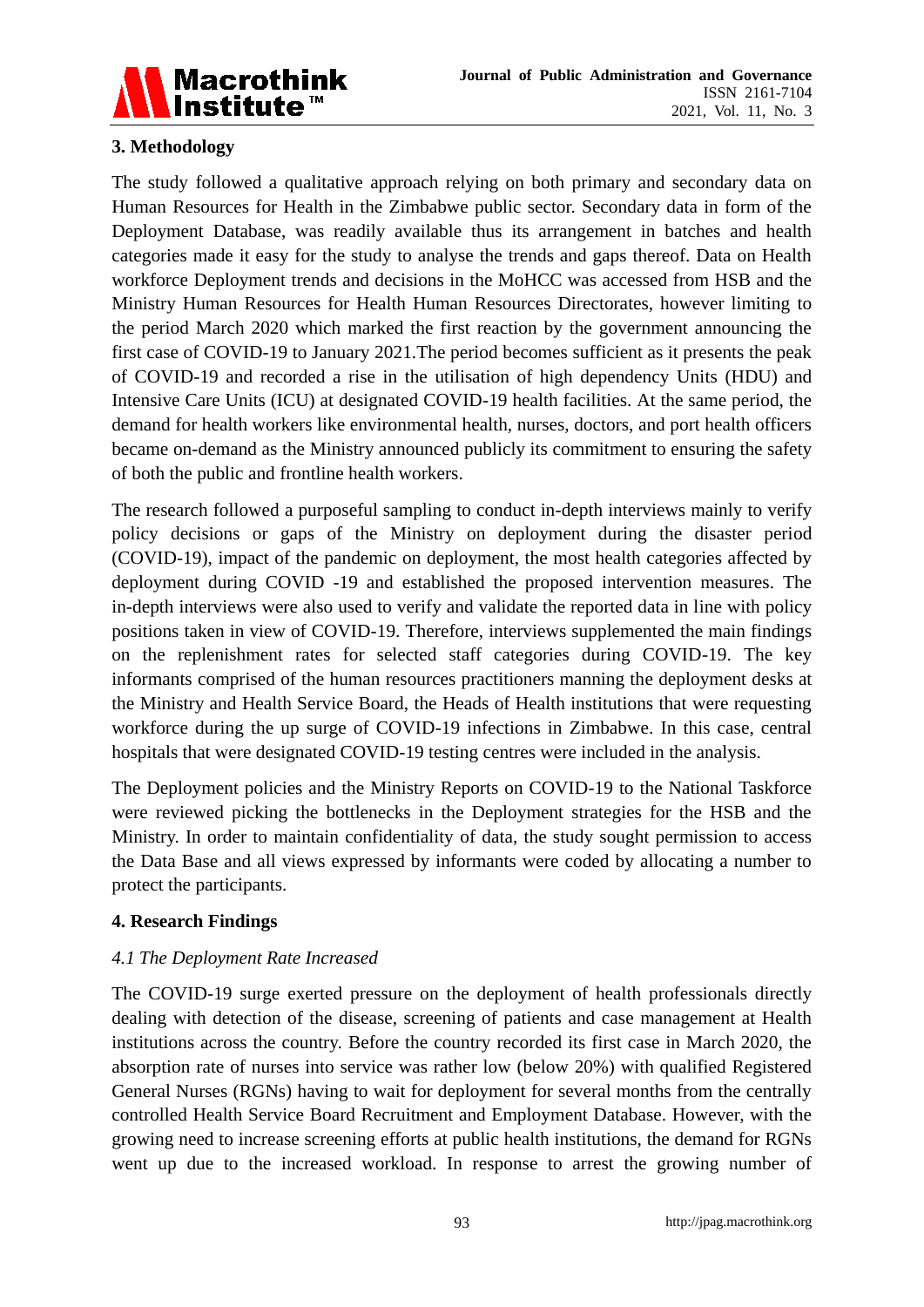## 3. Methodology

The study followed a qualitative approach relying on both primary and secondary data on Human Resources for Health in the Zimbabwe public sector. Secondary data in form of the Deployment Database, was readily available thus its arrangement in batches and health categories made it easy for the study to analyse the trends and gaps thereof. Data on Health workforce Deployment trends and decisions in the MoHCC was accessed from HSB and the Ministry Human Resources for Health Human Resources Directorates, however limiting to the period March 2020 which marked the first reaction by the government announcing the first case of COVID-19 to January 2021.The period becomes sufficient as it presents the peak of COVID-19 and recorded a rise in the utilisation of high dependency Units (HDU) and Intensive Care Units (ICU) at designated COVID-19 health facilities. At the same period, the demand for health workers like environmental health, nurses, doctors, and port health officers became on-demand as the Ministry announced publicly its commitment to ensuring the safety of both the public and frontline health workers.

The research followed a purposeful sampling to conduct in-depth interviews mainly to verify policy decisions or gaps of the Ministry on deployment during the disaster period (COVID-19), impact of the pandemic on deployment, the most health categories affected by deployment during COVID -19 and established the proposed intervention measures. The in-depth interviews were also used to verify and validate the reported data in line with policy positions taken in view of COVID-19. Therefore, interviews supplemented the main findings on the replenishment rates for selected staff categories during COVID-19. The key informants comprised of the human resources practitioners manning the deployment desks at the Ministry and Health Service Board, the Heads of Health institutions that were requesting workforce during the up surge of COVID-19 infections in Zimbabwe. In this case, central hospitals that were designated COVID-19 testing centres were included in the analysis.

The Deployment policies and the Ministry Reports on COVID-19 to the National Taskforce were reviewed picking the bottlenecks in the Deployment strategies for the HSB and the Ministry. In order to maintain confidentiality of data, the study sought permission to access the Data Base and all views expressed by informants were coded by allocating a number to protect the participants.

## 4. Research Findings

### *4.1 The Deployment Rate Increased*

The COVID-19 surge exerted pressure on the deployment of health professionals directly dealing with detection of the disease, screening of patients and case management at Health institutions across the country. Before the country recorded its first case in March 2020, the absorption rate of nurses into service was rather low (below 20%) with qualified Registered General Nurses (RGNs) having to wait for deployment for several months from the centrally controlled Health Service Board Recruitment and Employment Database. However, with the growing need to increase screening efforts at public health institutions, the demand for RGNs went up due to the increased workload. In response to arrest the growing number of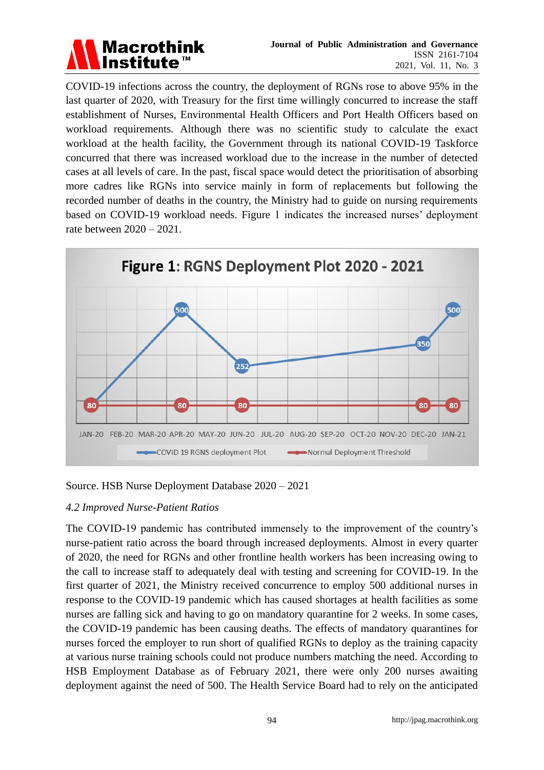COVID-19 infections across the country, the deployment of RGNs rose to above 95% in the last quarter of 2020, with Treasury for the first time willingly concurred to increase the staff establishment of Nurses, Environmental Health Officers and Port Health Officers based on workload requirements. Although there was no scientific study to calculate the exact workload at the health facility, the Government through its national COVID-19 Taskforce concurred that there was increased workload due to the increase in the number of detected cases at all levels of care. In the past, fiscal space would detect the prioritisation of absorbing more cadres like RGNs into service mainly in form of replacements but following the recorded number of deaths in the country, the Ministry had to guide on nursing requirements based on COVID-19 workload needs. Figure 1 indicates the increased nurses' deployment rate between 2020 – 2021.

**Figure 1: RGNS Deployment Plot 2020 - 2021**

Source. HSB Nurse Deployment Database 2020 – 2021

### *4.2 Improved Nurse-Patient Ratios*

The COVID-19 pandemic has contributed immensely to the improvement of the country's nurse-patient ratio across the board through increased deployments. Almost in every quarter of 2020, the need for RGNs and other frontline health workers has been increasing owing to the call to increase staff to adequately deal with testing and screening for COVID-19. In the first quarter of 2021, the Ministry received concurrence to employ 500 additional nurses in response to the COVID-19 pandemic which has caused shortages at health facilities as some nurses are falling sick and having to go on mandatory quarantine for 2 weeks. In some cases, the COVID-19 pandemic has been causing deaths. The effects of mandatory quarantines for nurses forced the employer to run short of qualified RGNs to deploy as the training capacity at various nurse training schools could not produce numbers matching the need. According to HSB Employment Database as of February 2021, there were only 200 nurses awaiting deployment against the need of 500. The Health Service Board had to rely on the anticipated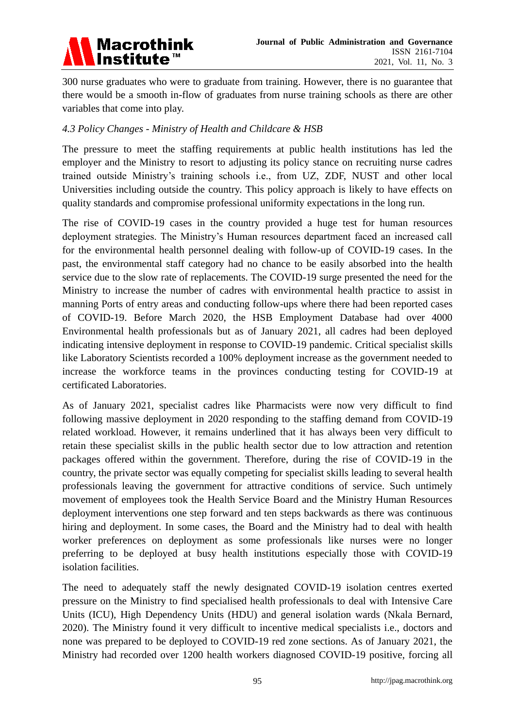300 nurse graduates who were to graduate from training. However, there is no guarantee that there would be a smooth in-flow of graduates from nurse training schools as there are other variables that come into play.

### *4.3 Policy Changes - Ministry of Health and Childcare & HSB*

The pressure to meet the staffing requirements at public health institutions has led the employer and the Ministry to resort to adjusting its policy stance on recruiting nurse cadres trained outside Ministry's training schools i.e., from UZ, ZDF, NUST and other local Universities including outside the country. This policy approach is likely to have effects on quality standards and compromise professional uniformity expectations in the long run.

The rise of COVID-19 cases in the country provided a huge test for human resources deployment strategies. The Ministry's Human resources department faced an increased call for the environmental health personnel dealing with follow-up of COVID-19 cases. In the past, the environmental staff category had no chance to be easily absorbed into the health service due to the slow rate of replacements. The COVID-19 surge presented the need for the Ministry to increase the number of cadres with environmental health practice to assist in manning Ports of entry areas and conducting follow-ups where there had been reported cases of COVID-19. Before March 2020, the HSB Employment Database had over 4000 Environmental health professionals but as of January 2021, all cadres had been deployed indicating intensive deployment in response to COVID-19 pandemic. Critical specialist skills like Laboratory Scientists recorded a 100% deployment increase as the government needed to increase the workforce teams in the provinces conducting testing for COVID-19 at certificated Laboratories.

As of January 2021, specialist cadres like Pharmacists were now very difficult to find following massive deployment in 2020 responding to the staffing demand from COVID-19 related workload. However, it remains underlined that it has always been very difficult to retain these specialist skills in the public health sector due to low attraction and retention packages offered within the government. Therefore, during the rise of COVID-19 in the country, the private sector was equally competing for specialist skills leading to several health professionals leaving the government for attractive conditions of service. Such untimely movement of employees took the Health Service Board and the Ministry Human Resources deployment interventions one step forward and ten steps backwards as there was continuous hiring and deployment. In some cases, the Board and the Ministry had to deal with health worker preferences on deployment as some professionals like nurses were no longer preferring to be deployed at busy health institutions especially those with COVID-19 isolation facilities.

The need to adequately staff the newly designated COVID-19 isolation centres exerted pressure on the Ministry to find specialised health professionals to deal with Intensive Care Units (ICU), High Dependency Units (HDU) and general isolation wards (Nkala Bernard, 2020). The Ministry found it very difficult to incentive medical specialists i.e., doctors and none was prepared to be deployed to COVID-19 red zone sections. As of January 2021, the Ministry had recorded over 1200 health workers diagnosed COVID-19 positive, forcing all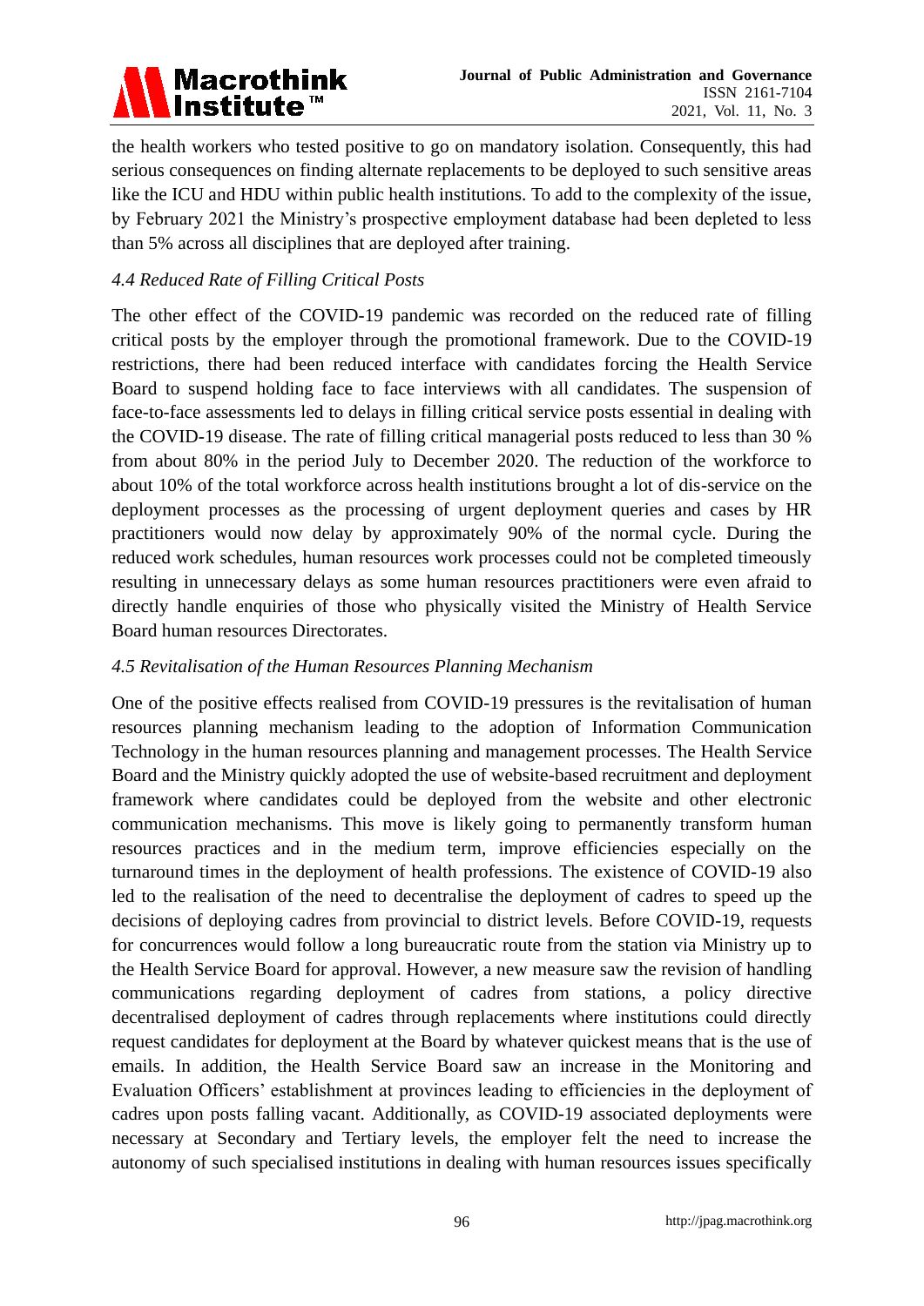the health workers who tested positive to go on mandatory isolation. Consequently, this had serious consequences on finding alternate replacements to be deployed to such sensitive areas like the ICU and HDU within public health institutions. To add to the complexity of the issue, by February 2021 the Ministry's prospective employment database had been depleted to less than 5% across all disciplines that are deployed after training.

### *4.4 Reduced Rate of Filling Critical Posts*

The other effect of the COVID-19 pandemic was recorded on the reduced rate of filling critical posts by the employer through the promotional framework. Due to the COVID-19 restrictions, there had been reduced interface with candidates forcing the Health Service Board to suspend holding face to face interviews with all candidates. The suspension of face-to-face assessments led to delays in filling critical service posts essential in dealing with the COVID-19 disease. The rate of filling critical managerial posts reduced to less than 30 % from about 80% in the period July to December 2020. The reduction of the workforce to about 10% of the total workforce across health institutions brought a lot of dis-service on the deployment processes as the processing of urgent deployment queries and cases by HR practitioners would now delay by approximately 90% of the normal cycle. During the reduced work schedules, human resources work processes could not be completed timeously resulting in unnecessary delays as some human resources practitioners were even afraid to directly handle enquiries of those who physically visited the Ministry of Health Service Board human resources Directorates.

### *4.5 Revitalisation of the Human Resources Planning Mechanism*

One of the positive effects realised from COVID-19 pressures is the revitalisation of human resources planning mechanism leading to the adoption of Information Communication Technology in the human resources planning and management processes. The Health Service Board and the Ministry quickly adopted the use of website-based recruitment and deployment framework where candidates could be deployed from the website and other electronic communication mechanisms. This move is likely going to permanently transform human resources practices and in the medium term, improve efficiencies especially on the turnaround times in the deployment of health professions. The existence of COVID-19 also led to the realisation of the need to decentralise the deployment of cadres to speed up the decisions of deploying cadres from provincial to district levels. Before COVID-19, requests for concurrences would follow a long bureaucratic route from the station via Ministry up to the Health Service Board for approval. However, a new measure saw the revision of handling communications regarding deployment of cadres from stations, a policy directive decentralised deployment of cadres through replacements where institutions could directly request candidates for deployment at the Board by whatever quickest means that is the use of emails. In addition, the Health Service Board saw an increase in the Monitoring and Evaluation Officers' establishment at provinces leading to efficiencies in the deployment of cadres upon posts falling vacant. Additionally, as COVID-19 associated deployments were necessary at Secondary and Tertiary levels, the employer felt the need to increase the autonomy of such specialised institutions in dealing with human resources issues specifically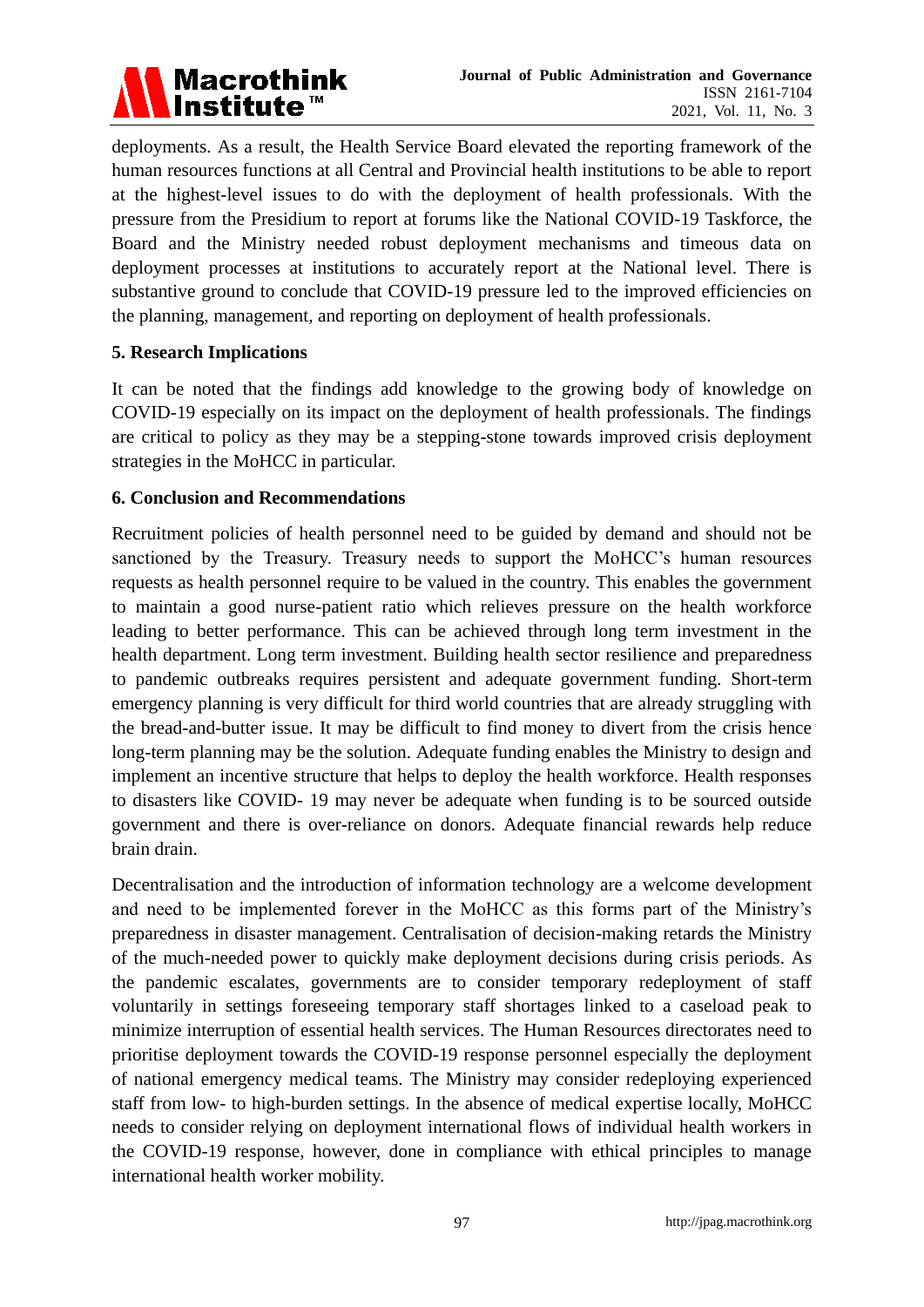deployments. As a result, the Health Service Board elevated the reporting framework of the human resources functions at all Central and Provincial health institutions to be able to report at the highest-level issues to do with the deployment of health professionals. With the pressure from the Presidium to report at forums like the National COVID-19 Taskforce, the Board and the Ministry needed robust deployment mechanisms and timeous data on deployment processes at institutions to accurately report at the National level. There is substantive ground to conclude that COVID-19 pressure led to the improved efficiencies on the planning, management, and reporting on deployment of health professionals.

## 5. Research Implications

It can be noted that the findings add knowledge to the growing body of knowledge on COVID-19 especially on its impact on the deployment of health professionals. The findings are critical to policy as they may be a stepping-stone towards improved crisis deployment strategies in the MoHCC in particular.

## 6. Conclusion and Recommendations

Recruitment policies of health personnel need to be guided by demand and should not be sanctioned by the Treasury. Treasury needs to support the MoHCC's human resources requests as health personnel require to be valued in the country. This enables the government to maintain a good nurse-patient ratio which relieves pressure on the health workforce leading to better performance. This can be achieved through long term investment in the health department. Long term investment. Building health sector resilience and preparedness to pandemic outbreaks requires persistent and adequate government funding. Short-term emergency planning is very difficult for third world countries that are already struggling with the bread-and-butter issue. It may be difficult to find money to divert from the crisis hence long-term planning may be the solution. Adequate funding enables the Ministry to design and implement an incentive structure that helps to deploy the health workforce. Health responses to disasters like COVID- 19 may never be adequate when funding is to be sourced outside government and there is over-reliance on donors. Adequate financial rewards help reduce brain drain.

Decentralisation and the introduction of information technology are a welcome development and need to be implemented forever in the MoHCC as this forms part of the Ministry's preparedness in disaster management. Centralisation of decision-making retards the Ministry of the much-needed power to quickly make deployment decisions during crisis periods. As the pandemic escalates, governments are to consider temporary redeployment of staff voluntarily in settings foreseeing temporary staff shortages linked to a caseload peak to minimize interruption of essential health services. The Human Resources directorates need to prioritise deployment towards the COVID-19 response personnel especially the deployment of national emergency medical teams. The Ministry may consider redeploying experienced staff from low- to high-burden settings. In the absence of medical expertise locally, MoHCC needs to consider relying on deployment international flows of individual health workers in the COVID-19 response, however, done in compliance with ethical principles to manage international health worker mobility.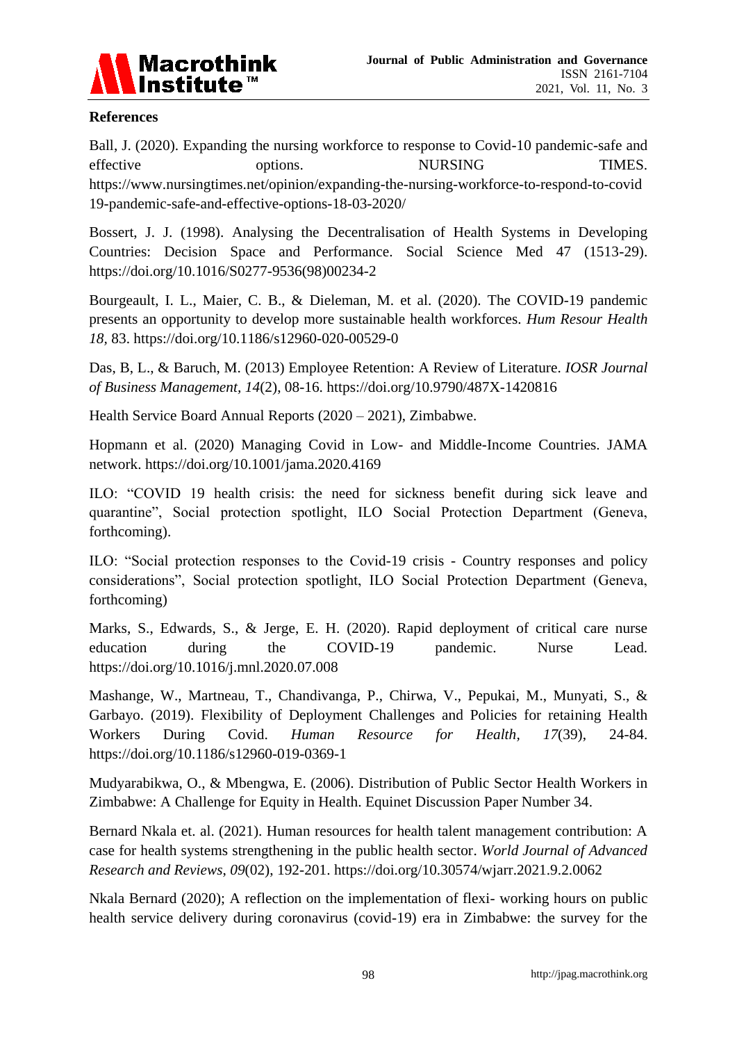## References

Ball, J. (2020). Expanding the nursing workforce to response to Covid-10 pandemic-safe and effective options. NURSING TIMES. https://www.nursingtimes.net/opinion/expanding-the-nursing-workforce-to-respond-to-covid 19-pandemic-safe-and-effective-options-18-03-2020/

Bossert, J. J. (1998). Analysing the Decentralisation of Health Systems in Developing Countries: Decision Space and Performance. Social Science Med 47 (1513-29). https://doi.org/10.1016/S0277-9536(98)00234-2

Bourgeault, I. L., Maier, C. B., & Dieleman, M. et al. (2020). The COVID-19 pandemic presents an opportunity to develop more sustainable health workforces. *Hum Resour Health 18*, 83. https://doi.org/10.1186/s12960-020-00529-0

Das, B, L., & Baruch, M. (2013) Employee Retention: A Review of Literature. *IOSR Journal of Business Management*, *14*(2), 08-16. https://doi.org/10.9790/487X-1420816

Health Service Board Annual Reports (2020 – 2021), Zimbabwe.

Hopmann et al. (2020) Managing Covid in Low- and Middle-Income Countries. JAMA network. https://doi.org/10.1001/jama.2020.4169

ILO: "COVID 19 health crisis: the need for sickness benefit during sick leave and quarantine", Social protection spotlight, ILO Social Protection Department (Geneva, forthcoming).

ILO: "Social protection responses to the Covid-19 crisis - Country responses and policy considerations", Social protection spotlight, ILO Social Protection Department (Geneva, forthcoming)

Marks, S., Edwards, S., & Jerge, E. H. (2020). Rapid deployment of critical care nurse education during the COVID-19 pandemic. Nurse Lead. https://doi.org/10.1016/j.mnl.2020.07.008

Mashange, W., Martneau, T., Chandivanga, P., Chirwa, V., Pepukai, M., Munyati, S., & Garbayo. (2019). Flexibility of Deployment Challenges and Policies for retaining Health Workers During Covid. *Human Resource for Health*, *17*(39), 24-84. https://doi.org/10.1186/s12960-019-0369-1

Mudyarabikwa, O., & Mbengwa, E. (2006). Distribution of Public Sector Health Workers in Zimbabwe: A Challenge for Equity in Health. Equinet Discussion Paper Number 34.

Bernard Nkala et. al. (2021). Human resources for health talent management contribution: A case for health systems strengthening in the public health sector. *World Journal of Advanced Research and Reviews*, *09*(02), 192-201. https://doi.org/10.30574/wjarr.2021.9.2.0062

Nkala Bernard (2020); A reflection on the implementation of flexi- working hours on public health service delivery during coronavirus (covid-19) era in Zimbabwe: the survey for the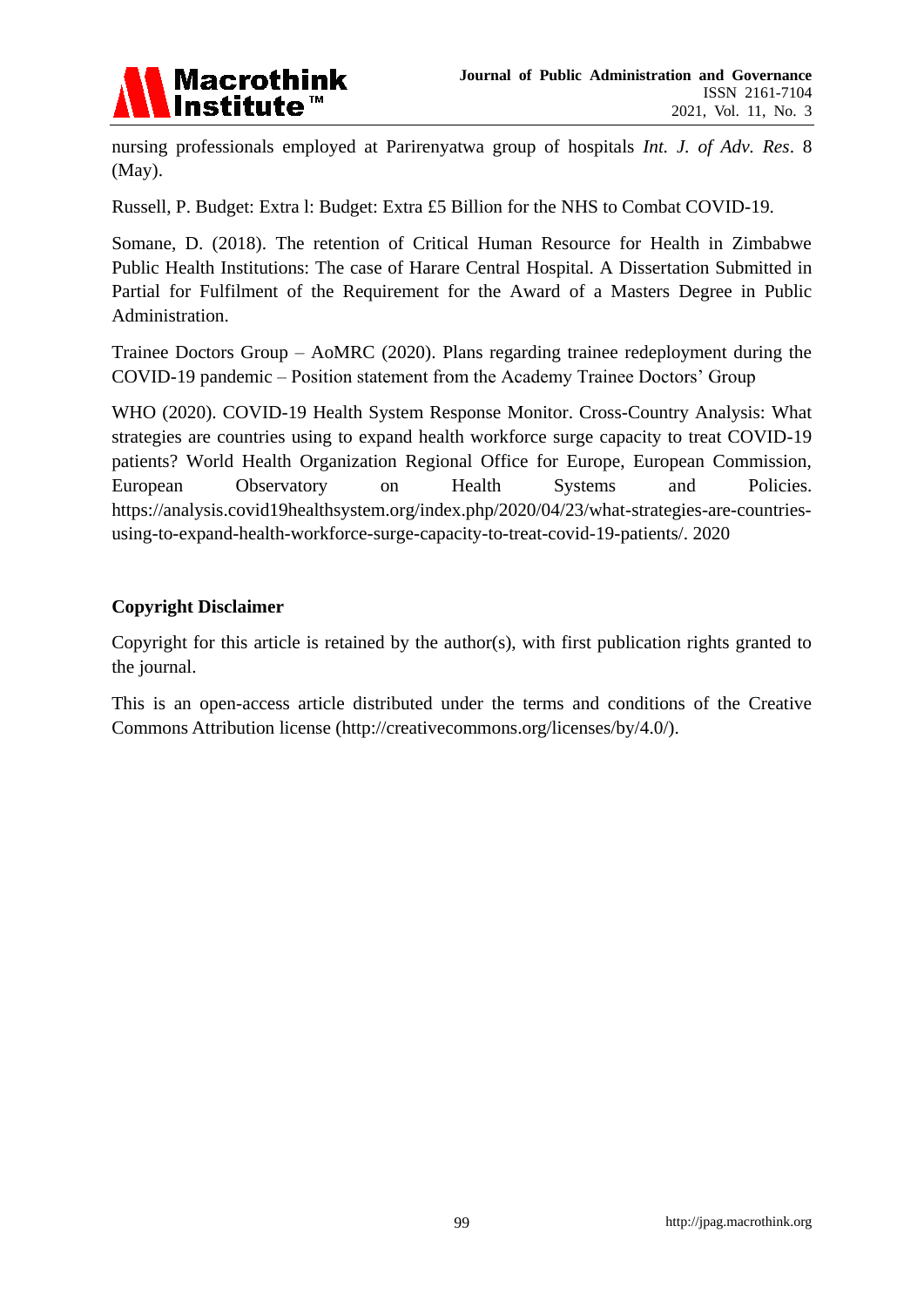nursing professionals employed at Parirenyatwa group of hospitals *Int. J. of Adv. Res*. 8 (May).

Russell, P. Budget: Extra l: Budget: Extra £5 Billion for the NHS to Combat COVID-19.

Somane, D. (2018). The retention of Critical Human Resource for Health in Zimbabwe Public Health Institutions: The case of Harare Central Hospital. A Dissertation Submitted in Partial for Fulfilment of the Requirement for the Award of a Masters Degree in Public Administration.

Trainee Doctors Group – AoMRC (2020). Plans regarding trainee redeployment during the COVID-19 pandemic – Position statement from the Academy Trainee Doctors' Group

WHO (2020). COVID-19 Health System Response Monitor. Cross-Country Analysis: What strategies are countries using to expand health workforce surge capacity to treat COVID-19 patients? World Health Organization Regional Office for Europe, European Commission, European Observatory on Health Systems and Policies. https://analysis.covid19healthsystem.org/index.php/2020/04/23/what-strategies-are-countries-using-to-expand-health-workforce-surge-capacity-to-treat-covid-19-patients/. 2020

## Copyright Disclaimer

Copyright for this article is retained by the author(s), with first publication rights granted to the journal.

This is an open-access article distributed under the terms and conditions of the Creative Commons Attribution license (http://creativecommons.org/licenses/by/4.0/).